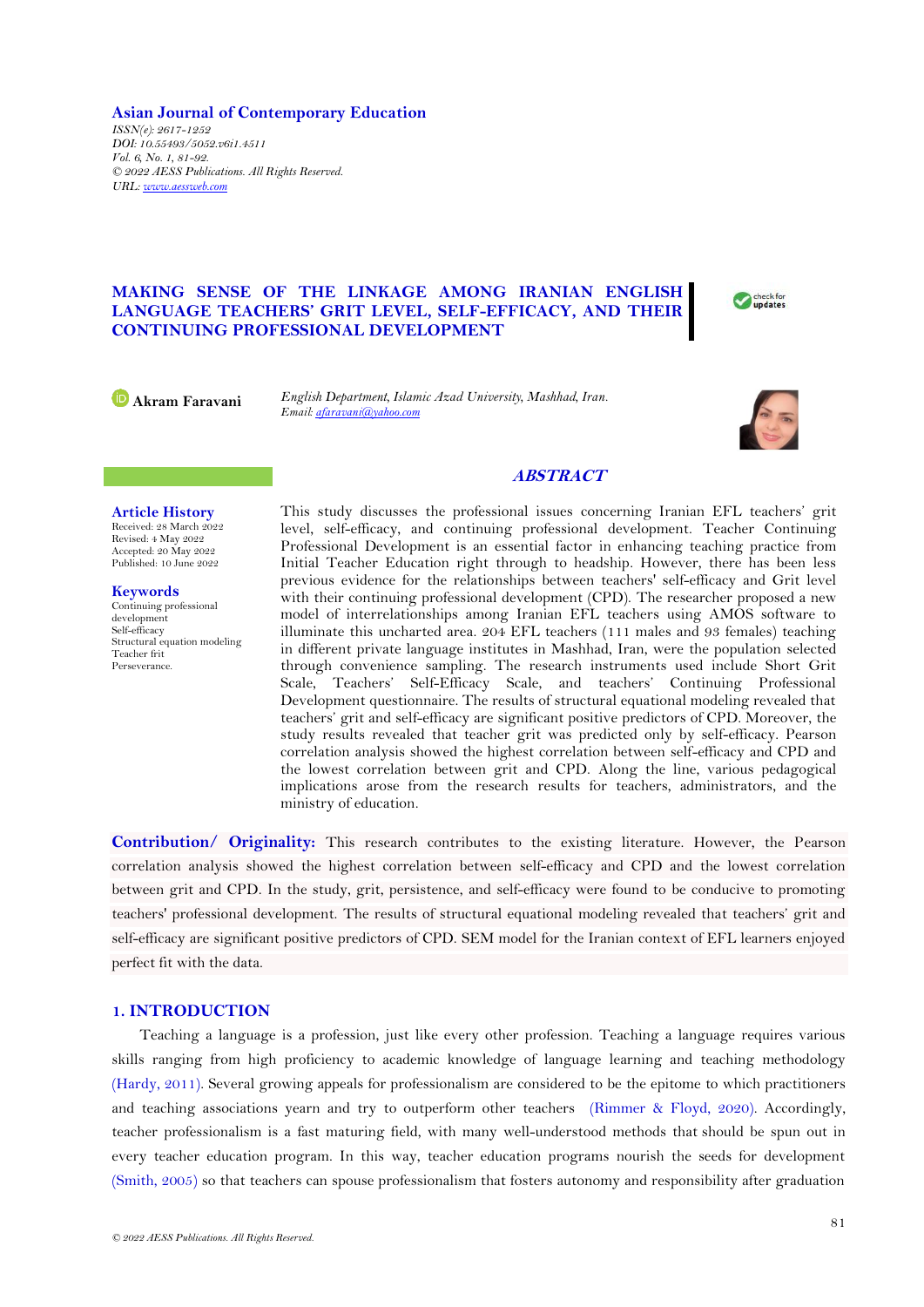**Asian Journal of Contemporary Education**

*ISSN(e): 2617-1252*
*DOI: 10.55493/5052.v6i1.4511*
*Vol. 6, No. 1, 81-92.*
*© 2022 AESS Publications. All Rights Reserved.*
*URL: www.aessweb.com*

# MAKING SENSE OF THE LINKAGE AMONG IRANIAN ENGLISH LANGUAGE TEACHERS' GRIT LEVEL, SELF-EFFICACY, AND THEIR CONTINUING PROFESSIONAL DEVELOPMENT

**Akram Faravani**

*English Department, Islamic Azad University, Mashhad, Iran.*
*Email: afaravani@yahoo.com*

## ABSTRACT

**Article History**
Received: 28 March 2022
Revised: 4 May 2022
Accepted: 20 May 2022
Published: 10 June 2022

**Keywords**
Continuing professional development
Self-efficacy
Structural equation modeling
Teacher frit
Perseverance.

This study discusses the professional issues concerning Iranian EFL teachers' grit level, self-efficacy, and continuing professional development. Teacher Continuing Professional Development is an essential factor in enhancing teaching practice from Initial Teacher Education right through to headship. However, there has been less previous evidence for the relationships between teachers' self-efficacy and Grit level with their continuing professional development (CPD). The researcher proposed a new model of interrelationships among Iranian EFL teachers using AMOS software to illuminate this uncharted area. 204 EFL teachers (111 males and 93 females) teaching in different private language institutes in Mashhad, Iran, were the population selected through convenience sampling. The research instruments used include Short Grit Scale, Teachers' Self-Efficacy Scale, and teachers' Continuing Professional Development questionnaire. The results of structural equational modeling revealed that teachers' grit and self-efficacy are significant positive predictors of CPD. Moreover, the study results revealed that teacher grit was predicted only by self-efficacy. Pearson correlation analysis showed the highest correlation between self-efficacy and CPD and the lowest correlation between grit and CPD. Along the line, various pedagogical implications arose from the research results for teachers, administrators, and the ministry of education.

**Contribution/ Originality:** This research contributes to the existing literature. However, the Pearson correlation analysis showed the highest correlation between self-efficacy and CPD and the lowest correlation between grit and CPD. In the study, grit, persistence, and self-efficacy were found to be conducive to promoting teachers' professional development. The results of structural equational modeling revealed that teachers' grit and self-efficacy are significant positive predictors of CPD. SEM model for the Iranian context of EFL learners enjoyed perfect fit with the data.

## 1. INTRODUCTION

Teaching a language is a profession, just like every other profession. Teaching a language requires various skills ranging from high proficiency to academic knowledge of language learning and teaching methodology (Hardy, 2011). Several growing appeals for professionalism are considered to be the epitome to which practitioners and teaching associations yearn and try to outperform other teachers (Rimmer & Floyd, 2020). Accordingly, teacher professionalism is a fast maturing field, with many well-understood methods that should be spun out in every teacher education program. In this way, teacher education programs nourish the seeds for development (Smith, 2005) so that teachers can spouse professionalism that fosters autonomy and responsibility after graduation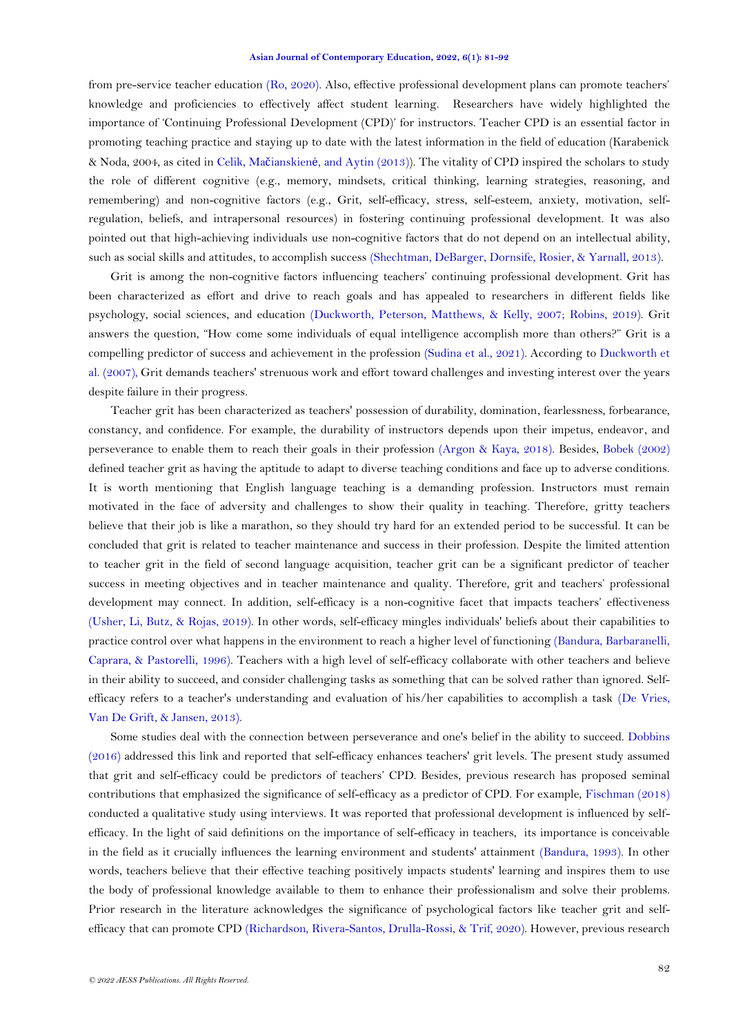from pre-service teacher education (Ro, 2020). Also, effective professional development plans can promote teachers' knowledge and proficiencies to effectively affect student learning. Researchers have widely highlighted the importance of 'Continuing Professional Development (CPD)' for instructors. Teacher CPD is an essential factor in promoting teaching practice and staying up to date with the latest information in the field of education (Karabenick & Noda, 2004, as cited in Celik, Mačianskienė, and Aytin (2013)). The vitality of CPD inspired the scholars to study the role of different cognitive (e.g., memory, mindsets, critical thinking, learning strategies, reasoning, and remembering) and non-cognitive factors (e.g., Grit, self-efficacy, stress, self-esteem, anxiety, motivation, self-regulation, beliefs, and intrapersonal resources) in fostering continuing professional development. It was also pointed out that high-achieving individuals use non-cognitive factors that do not depend on an intellectual ability, such as social skills and attitudes, to accomplish success (Shechtman, DeBarger, Dornsife, Rosier, & Yarnall, 2013).

Grit is among the non-cognitive factors influencing teachers' continuing professional development. Grit has been characterized as effort and drive to reach goals and has appealed to researchers in different fields like psychology, social sciences, and education (Duckworth, Peterson, Matthews, & Kelly, 2007; Robins, 2019). Grit answers the question, "How come some individuals of equal intelligence accomplish more than others?" Grit is a compelling predictor of success and achievement in the profession (Sudina et al., 2021). According to Duckworth et al. (2007), Grit demands teachers' strenuous work and effort toward challenges and investing interest over the years despite failure in their progress.

Teacher grit has been characterized as teachers' possession of durability, domination, fearlessness, forbearance, constancy, and confidence. For example, the durability of instructors depends upon their impetus, endeavor, and perseverance to enable them to reach their goals in their profession (Argon & Kaya, 2018). Besides, Bobek (2002) defined teacher grit as having the aptitude to adapt to diverse teaching conditions and face up to adverse conditions. It is worth mentioning that English language teaching is a demanding profession. Instructors must remain motivated in the face of adversity and challenges to show their quality in teaching. Therefore, gritty teachers believe that their job is like a marathon, so they should try hard for an extended period to be successful. It can be concluded that grit is related to teacher maintenance and success in their profession. Despite the limited attention to teacher grit in the field of second language acquisition, teacher grit can be a significant predictor of teacher success in meeting objectives and in teacher maintenance and quality. Therefore, grit and teachers' professional development may connect. In addition, self-efficacy is a non-cognitive facet that impacts teachers' effectiveness (Usher, Li, Butz, & Rojas, 2019). In other words, self-efficacy mingles individuals' beliefs about their capabilities to practice control over what happens in the environment to reach a higher level of functioning (Bandura, Barbaranelli, Caprara, & Pastorelli, 1996). Teachers with a high level of self-efficacy collaborate with other teachers and believe in their ability to succeed, and consider challenging tasks as something that can be solved rather than ignored. Self-efficacy refers to a teacher's understanding and evaluation of his/her capabilities to accomplish a task (De Vries, Van De Grift, & Jansen, 2013).

Some studies deal with the connection between perseverance and one's belief in the ability to succeed. Dobbins (2016) addressed this link and reported that self-efficacy enhances teachers' grit levels. The present study assumed that grit and self-efficacy could be predictors of teachers' CPD. Besides, previous research has proposed seminal contributions that emphasized the significance of self-efficacy as a predictor of CPD. For example, Fischman (2018) conducted a qualitative study using interviews. It was reported that professional development is influenced by self-efficacy. In the light of said definitions on the importance of self-efficacy in teachers, its importance is conceivable in the field as it crucially influences the learning environment and students' attainment (Bandura, 1993). In other words, teachers believe that their effective teaching positively impacts students' learning and inspires them to use the body of professional knowledge available to them to enhance their professionalism and solve their problems. Prior research in the literature acknowledges the significance of psychological factors like teacher grit and self-efficacy that can promote CPD (Richardson, Rivera-Santos, Drulla-Rossi, & Trif, 2020). However, previous research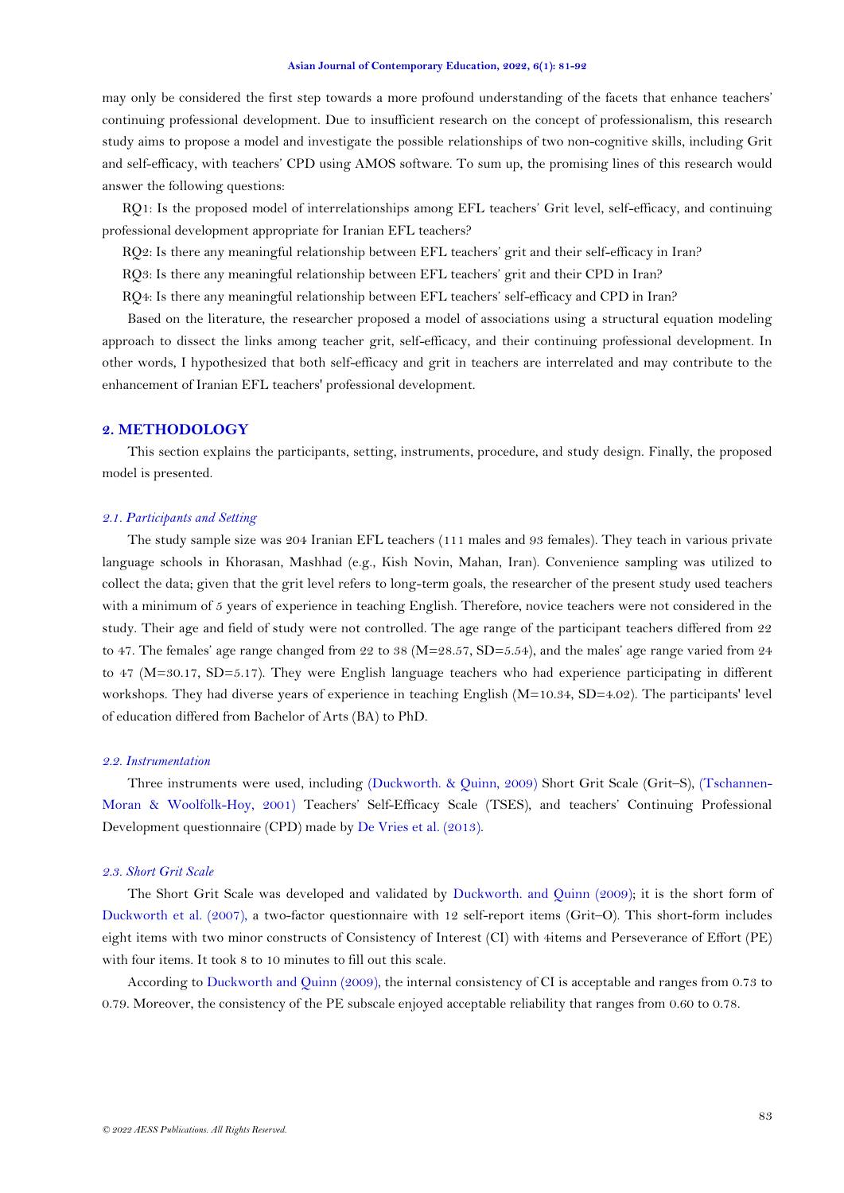may only be considered the first step towards a more profound understanding of the facets that enhance teachers' continuing professional development. Due to insufficient research on the concept of professionalism, this research study aims to propose a model and investigate the possible relationships of two non-cognitive skills, including Grit and self-efficacy, with teachers' CPD using AMOS software. To sum up, the promising lines of this research would answer the following questions:

RQ1: Is the proposed model of interrelationships among EFL teachers' Grit level, self-efficacy, and continuing professional development appropriate for Iranian EFL teachers?

RQ2: Is there any meaningful relationship between EFL teachers' grit and their self-efficacy in Iran?

RQ3: Is there any meaningful relationship between EFL teachers' grit and their CPD in Iran?

RQ4: Is there any meaningful relationship between EFL teachers' self-efficacy and CPD in Iran?

Based on the literature, the researcher proposed a model of associations using a structural equation modeling approach to dissect the links among teacher grit, self-efficacy, and their continuing professional development. In other words, I hypothesized that both self-efficacy and grit in teachers are interrelated and may contribute to the enhancement of Iranian EFL teachers' professional development.

## 2. METHODOLOGY

This section explains the participants, setting, instruments, procedure, and study design. Finally, the proposed model is presented.

### *2.1. Participants and Setting*

The study sample size was 204 Iranian EFL teachers (111 males and 93 females). They teach in various private language schools in Khorasan, Mashhad (e.g., Kish Novin, Mahan, Iran). Convenience sampling was utilized to collect the data; given that the grit level refers to long-term goals, the researcher of the present study used teachers with a minimum of 5 years of experience in teaching English. Therefore, novice teachers were not considered in the study. Their age and field of study were not controlled. The age range of the participant teachers differed from 22 to 47. The females' age range changed from 22 to 38 (M=28.57, SD=5.54), and the males' age range varied from 24 to 47 (M=30.17, SD=5.17). They were English language teachers who had experience participating in different workshops. They had diverse years of experience in teaching English (M=10.34, SD=4.02). The participants' level of education differed from Bachelor of Arts (BA) to PhD.

### *2.2. Instrumentation*

Three instruments were used, including (Duckworth. & Quinn, 2009) Short Grit Scale (Grit–S), (Tschannen-Moran & Woolfolk-Hoy, 2001) Teachers' Self-Efficacy Scale (TSES), and teachers' Continuing Professional Development questionnaire (CPD) made by De Vries et al. (2013).

### *2.3. Short Grit Scale*

The Short Grit Scale was developed and validated by Duckworth. and Quinn (2009); it is the short form of Duckworth et al. (2007), a two-factor questionnaire with 12 self-report items (Grit–O). This short-form includes eight items with two minor constructs of Consistency of Interest (CI) with 4items and Perseverance of Effort (PE) with four items. It took 8 to 10 minutes to fill out this scale.

According to Duckworth and Quinn (2009), the internal consistency of CI is acceptable and ranges from 0.73 to 0.79. Moreover, the consistency of the PE subscale enjoyed acceptable reliability that ranges from 0.60 to 0.78.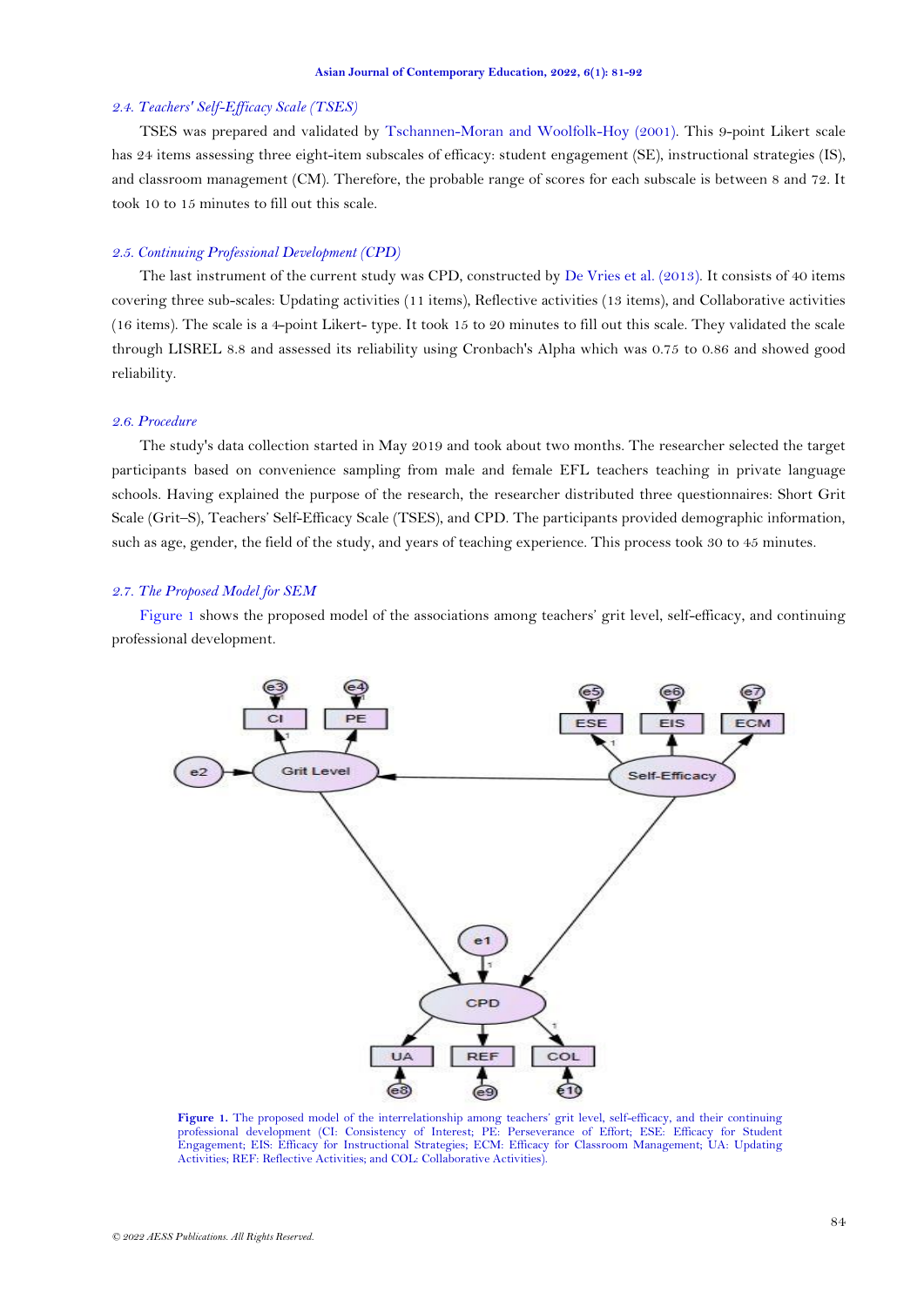### 2.4. Teachers' Self-Efficacy Scale (TSES)

TSES was prepared and validated by Tschannen-Moran and Woolfolk-Hoy (2001). This 9-point Likert scale has 24 items assessing three eight-item subscales of efficacy: student engagement (SE), instructional strategies (IS), and classroom management (CM). Therefore, the probable range of scores for each subscale is between 8 and 72. It took 10 to 15 minutes to fill out this scale.

### 2.5. Continuing Professional Development (CPD)

The last instrument of the current study was CPD, constructed by De Vries et al. (2013). It consists of 40 items covering three sub-scales: Updating activities (11 items), Reflective activities (13 items), and Collaborative activities (16 items). The scale is a 4-point Likert- type. It took 15 to 20 minutes to fill out this scale. They validated the scale through LISREL 8.8 and assessed its reliability using Cronbach's Alpha which was 0.75 to 0.86 and showed good reliability.

### 2.6. Procedure

The study's data collection started in May 2019 and took about two months. The researcher selected the target participants based on convenience sampling from male and female EFL teachers teaching in private language schools. Having explained the purpose of the research, the researcher distributed three questionnaires: Short Grit Scale (Grit–S), Teachers' Self-Efficacy Scale (TSES), and CPD. The participants provided demographic information, such as age, gender, the field of the study, and years of teaching experience. This process took 30 to 45 minutes.

### 2.7. The Proposed Model for SEM

Figure 1 shows the proposed model of the associations among teachers' grit level, self-efficacy, and continuing professional development.

**Figure 1.** The proposed model of the interrelationship among teachers' grit level, self-efficacy, and their continuing professional development (CI: Consistency of Interest; PE: Perseverance of Effort; ESE: Efficacy for Student Engagement; EIS: Efficacy for Instructional Strategies; ECM: Efficacy for Classroom Management; UA: Updating Activities; REF: Reflective Activities; and COL: Collaborative Activities).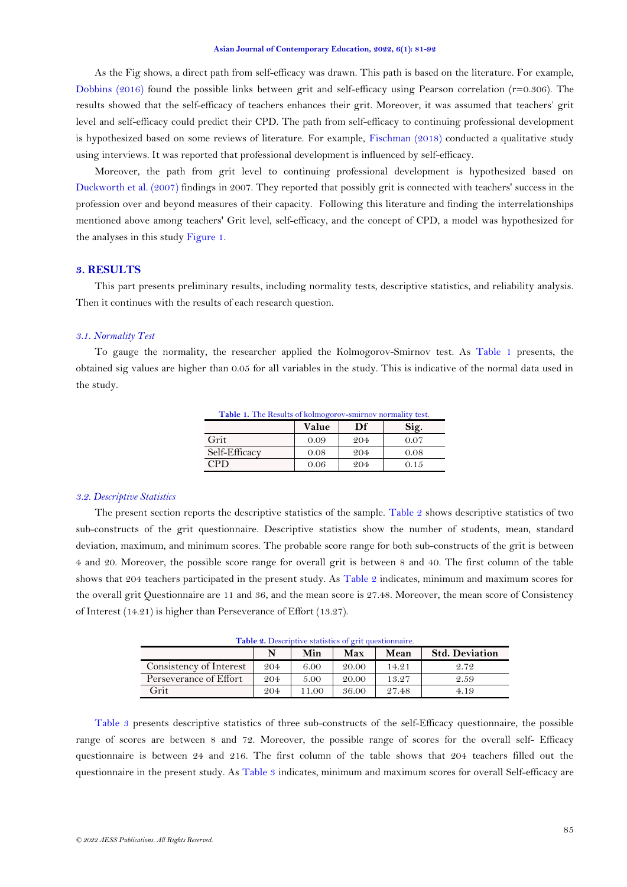As the Fig shows, a direct path from self-efficacy was drawn. This path is based on the literature. For example, Dobbins (2016) found the possible links between grit and self-efficacy using Pearson correlation (r=0.306). The results showed that the self-efficacy of teachers enhances their grit. Moreover, it was assumed that teachers' grit level and self-efficacy could predict their CPD. The path from self-efficacy to continuing professional development is hypothesized based on some reviews of literature. For example, Fischman (2018) conducted a qualitative study using interviews. It was reported that professional development is influenced by self-efficacy.

Moreover, the path from grit level to continuing professional development is hypothesized based on Duckworth et al. (2007) findings in 2007. They reported that possibly grit is connected with teachers' success in the profession over and beyond measures of their capacity. Following this literature and finding the interrelationships mentioned above among teachers' Grit level, self-efficacy, and the concept of CPD, a model was hypothesized for the analyses in this study Figure 1.

## 3. RESULTS

This part presents preliminary results, including normality tests, descriptive statistics, and reliability analysis. Then it continues with the results of each research question.

### *3.1. Normality Test*

To gauge the normality, the researcher applied the Kolmogorov-Smirnov test. As Table 1 presents, the obtained sig values are higher than 0.05 for all variables in the study. This is indicative of the normal data used in the study.

**Table 1.** The Results of kolmogorov-smirnov normality test.

| | Value | Df | Sig. |
|---|---|---|---|
| Grit | 0.09 | 204 | 0.07 |
| Self-Efficacy | 0.08 | 204 | 0.08 |
| CPD | 0.06 | 204 | 0.15 |

### *3.2. Descriptive Statistics*

The present section reports the descriptive statistics of the sample. Table 2 shows descriptive statistics of two sub-constructs of the grit questionnaire. Descriptive statistics show the number of students, mean, standard deviation, maximum, and minimum scores. The probable score range for both sub-constructs of the grit is between 4 and 20. Moreover, the possible score range for overall grit is between 8 and 40. The first column of the table shows that 204 teachers participated in the present study. As Table 2 indicates, minimum and maximum scores for the overall grit Questionnaire are 11 and 36, and the mean score is 27.48. Moreover, the mean score of Consistency of Interest (14.21) is higher than Perseverance of Effort (13.27).

**Table 2.** Descriptive statistics of grit questionnaire.

| | N | Min | Max | Mean | Std. Deviation |
|---|---|---|---|---|---|
| Consistency of Interest | 204 | 6.00 | 20.00 | 14.21 | 2.72 |
| Perseverance of Effort | 204 | 5.00 | 20.00 | 13.27 | 2.59 |
| Grit | 204 | 11.00 | 36.00 | 27.48 | 4.19 |

Table 3 presents descriptive statistics of three sub-constructs of the self-Efficacy questionnaire, the possible range of scores are between 8 and 72. Moreover, the possible range of scores for the overall self- Efficacy questionnaire is between 24 and 216. The first column of the table shows that 204 teachers filled out the questionnaire in the present study. As Table 3 indicates, minimum and maximum scores for overall Self-efficacy are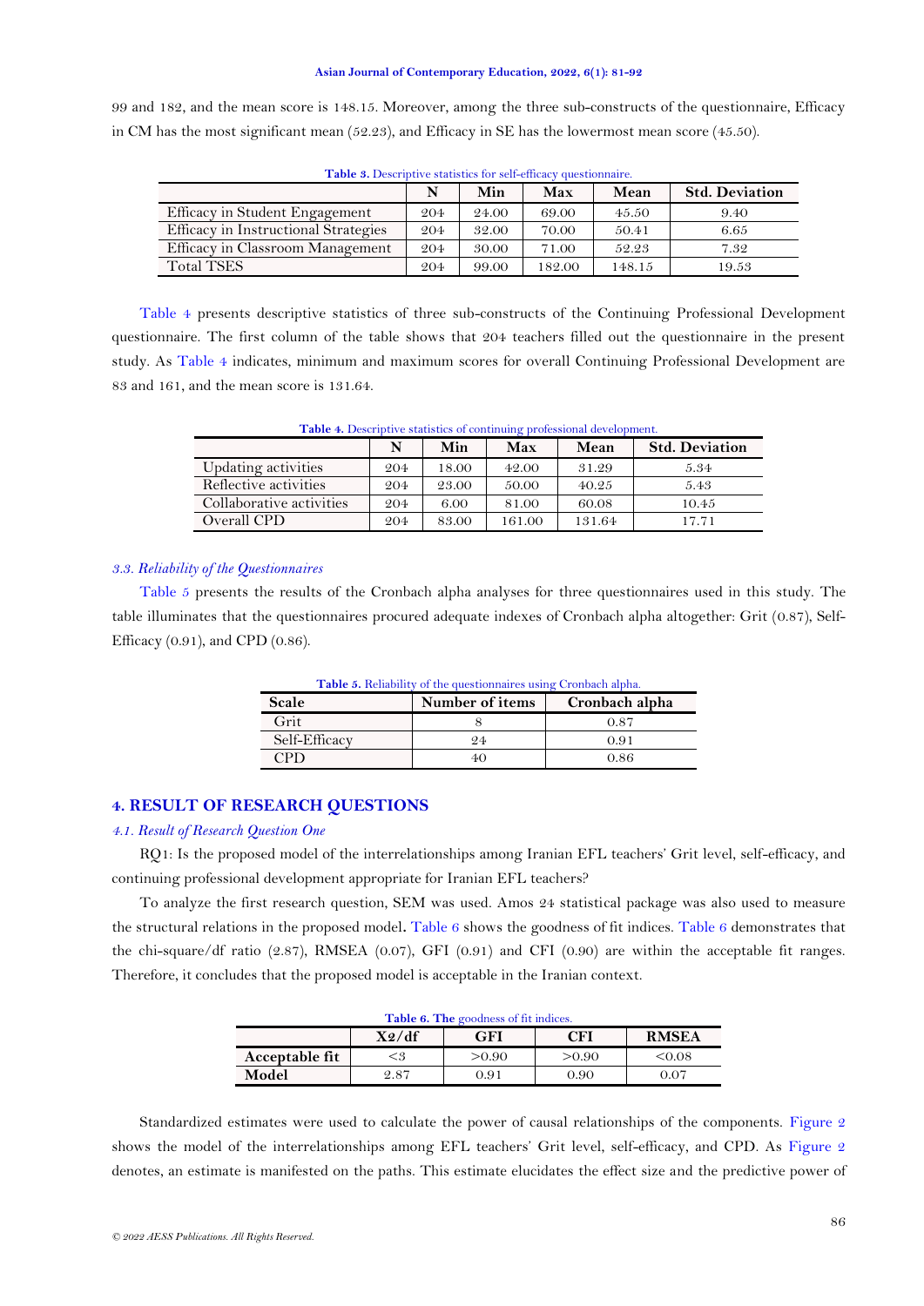99 and 182, and the mean score is 148.15. Moreover, among the three sub-constructs of the questionnaire, Efficacy in CM has the most significant mean (52.23), and Efficacy in SE has the lowermost mean score (45.50).

**Table 3.** Descriptive statistics for self-efficacy questionnaire.

| | N | Min | Max | Mean | Std. Deviation |
|---|---|---|---|---|---|
| Efficacy in Student Engagement | 204 | 24.00 | 69.00 | 45.50 | 9.40 |
| Efficacy in Instructional Strategies | 204 | 32.00 | 70.00 | 50.41 | 6.65 |
| Efficacy in Classroom Management | 204 | 30.00 | 71.00 | 52.23 | 7.32 |
| Total TSES | 204 | 99.00 | 182.00 | 148.15 | 19.53 |

Table 4 presents descriptive statistics of three sub-constructs of the Continuing Professional Development questionnaire. The first column of the table shows that 204 teachers filled out the questionnaire in the present study. As Table 4 indicates, minimum and maximum scores for overall Continuing Professional Development are 83 and 161, and the mean score is 131.64.

**Table 4.** Descriptive statistics of continuing professional development.

| | N | Min | Max | Mean | Std. Deviation |
|---|---|---|---|---|---|
| Updating activities | 204 | 18.00 | 42.00 | 31.29 | 5.34 |
| Reflective activities | 204 | 23.00 | 50.00 | 40.25 | 5.43 |
| Collaborative activities | 204 | 6.00 | 81.00 | 60.08 | 10.45 |
| Overall CPD | 204 | 83.00 | 161.00 | 131.64 | 17.71 |

### *3.3. Reliability of the Questionnaires*

Table 5 presents the results of the Cronbach alpha analyses for three questionnaires used in this study. The table illuminates that the questionnaires procured adequate indexes of Cronbach alpha altogether: Grit (0.87), Self-Efficacy (0.91), and CPD (0.86).

**Table 5.** Reliability of the questionnaires using Cronbach alpha.

| Scale | Number of items | Cronbach alpha |
|---|---|---|
| Grit | 8 | 0.87 |
| Self-Efficacy | 24 | 0.91 |
| CPD | 40 | 0.86 |

## 4. RESULT OF RESEARCH QUESTIONS

### *4.1. Result of Research Question One*

RQ1: Is the proposed model of the interrelationships among Iranian EFL teachers' Grit level, self-efficacy, and continuing professional development appropriate for Iranian EFL teachers?

To analyze the first research question, SEM was used. Amos 24 statistical package was also used to measure the structural relations in the proposed model**.** Table 6 shows the goodness of fit indices. Table 6 demonstrates that the chi-square/df ratio (2.87), RMSEA (0.07), GFI (0.91) and CFI (0.90) are within the acceptable fit ranges. Therefore, it concludes that the proposed model is acceptable in the Iranian context.

**Table 6. The** goodness of fit indices.

| | X2/df | GFI | CFI | RMSEA |
|---|---|---|---|---|
| **Acceptable fit** | <3 | >0.90 | >0.90 | <0.08 |
| **Model** | 2.87 | 0.91 | 0.90 | 0.07 |

Standardized estimates were used to calculate the power of causal relationships of the components. Figure 2 shows the model of the interrelationships among EFL teachers' Grit level, self-efficacy, and CPD. As Figure 2 denotes, an estimate is manifested on the paths. This estimate elucidates the effect size and the predictive power of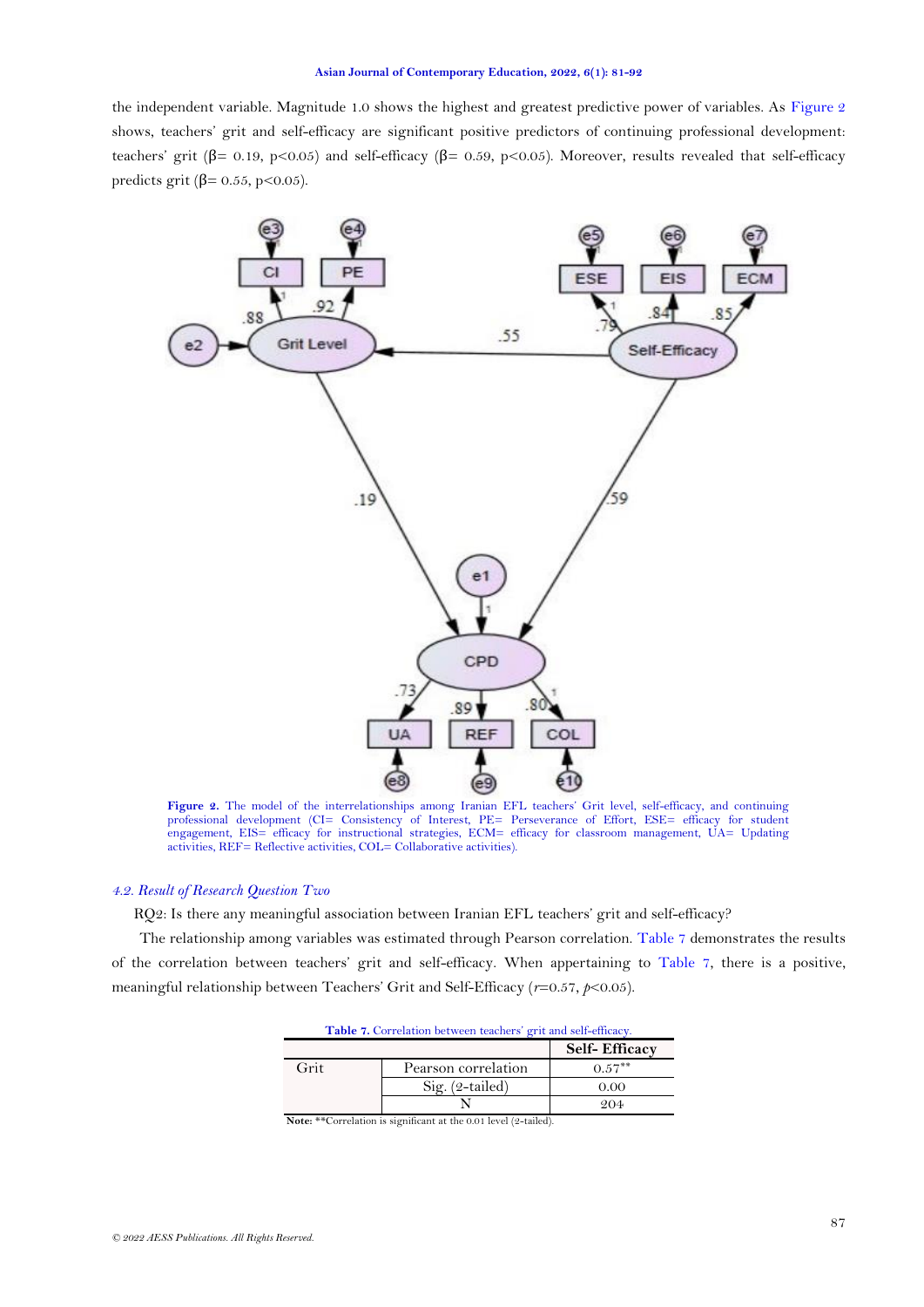the independent variable. Magnitude 1.0 shows the highest and greatest predictive power of variables. As Figure 2 shows, teachers' grit and self-efficacy are significant positive predictors of continuing professional development: teachers' grit (β= 0.19, $p<0.05$) and self-efficacy (β= 0.59, $p<0.05$). Moreover, results revealed that self-efficacy predicts grit (β= 0.55, $p<0.05$).

**Figure 2.** The model of the interrelationships among Iranian EFL teachers' Grit level, self-efficacy, and continuing professional development (CI= Consistency of Interest, PE= Perseverance of Effort, ESE= efficacy for student engagement, EIS= efficacy for instructional strategies, ECM= efficacy for classroom management, UA= Updating activities, REF= Reflective activities, COL= Collaborative activities).

### *4.2. Result of Research Question Two*

RQ2: Is there any meaningful association between Iranian EFL teachers' grit and self-efficacy?

The relationship among variables was estimated through Pearson correlation. Table 7 demonstrates the results of the correlation between teachers' grit and self-efficacy. When appertaining to Table 7, there is a positive, meaningful relationship between Teachers' Grit and Self-Efficacy ($r$=0.57, $p$<0.05).

**Table 7.** Correlation between teachers' grit and self-efficacy.

| | | Self- Efficacy |
|---|---|---|
| Grit | Pearson correlation | 0.57** |
| | Sig. (2-tailed) | 0.00 |
| | N | 204 |

**Note:** **Correlation is significant at the 0.01 level (2-tailed).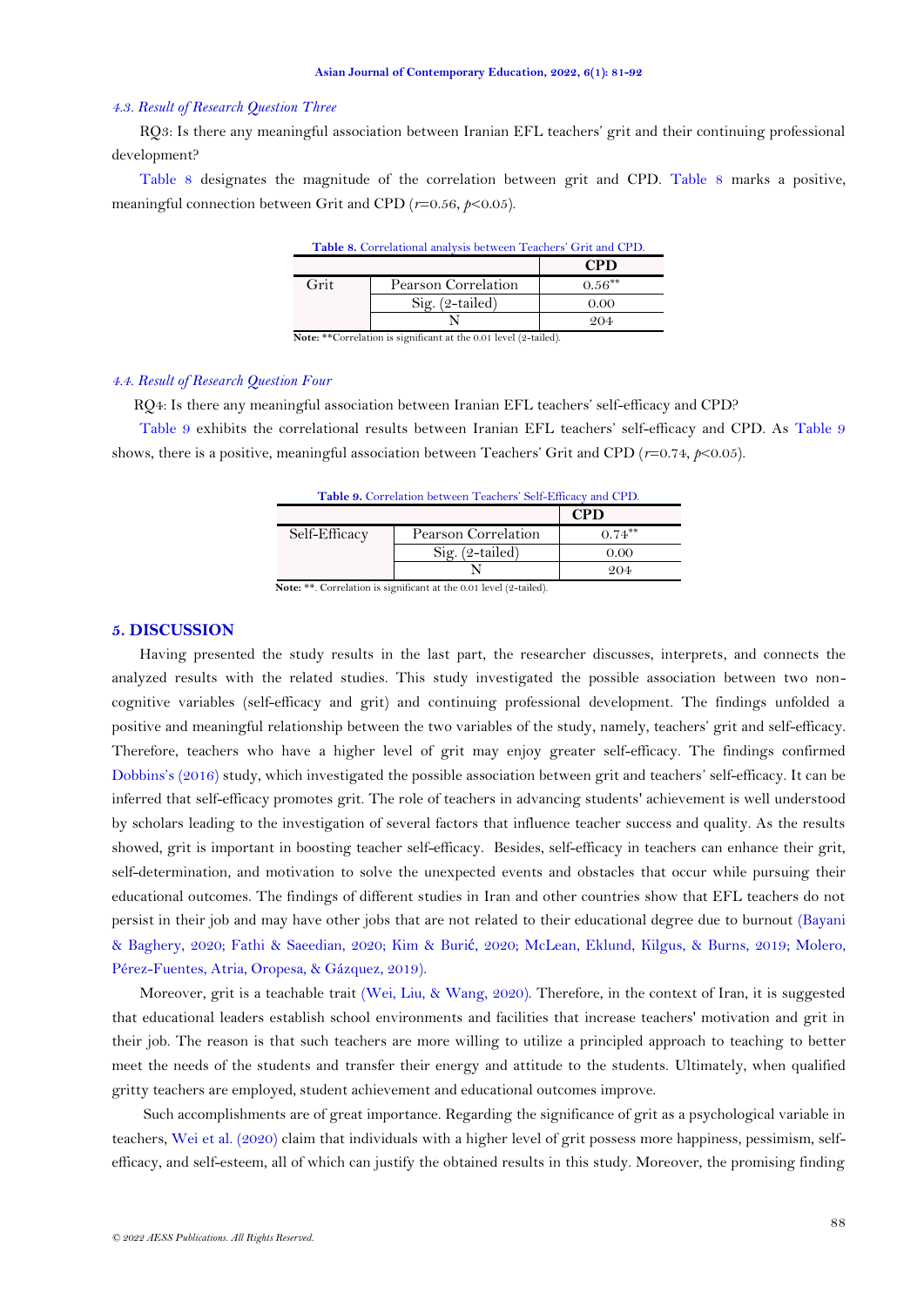### *4.3. Result of Research Question Three*

RQ3: Is there any meaningful association between Iranian EFL teachers' grit and their continuing professional development?

Table 8 designates the magnitude of the correlation between grit and CPD. Table 8 marks a positive, meaningful connection between Grit and CPD ($r$=0.56, $p$<0.05).

**Table 8.** Correlational analysis between Teachers' Grit and CPD.

| | | **CPD** |
|---|---|---|
| Grit | Pearson Correlation | $0.56^{**}$ |
| | Sig. (2-tailed) | 0.00 |
| | N | 204 |

**Note:** **Correlation is significant at the 0.01 level (2-tailed).

### *4.4. Result of Research Question Four*

RQ4: Is there any meaningful association between Iranian EFL teachers' self-efficacy and CPD?

Table 9 exhibits the correlational results between Iranian EFL teachers' self-efficacy and CPD. As Table 9 shows, there is a positive, meaningful association between Teachers' Grit and CPD ($r$=0.74, $p$<0.05).

**Table 9.** Correlation between Teachers' Self-Efficacy and CPD.

| | | **CPD** |
|---|---|---|
| Self-Efficacy | Pearson Correlation | $0.74^{**}$ |
| | Sig. (2-tailed) | 0.00 |
| | N | 204 |

**Note:** **. Correlation is significant at the 0.01 level (2-tailed).

## 5. DISCUSSION

Having presented the study results in the last part, the researcher discusses, interprets, and connects the analyzed results with the related studies. This study investigated the possible association between two non-cognitive variables (self-efficacy and grit) and continuing professional development. The findings unfolded a positive and meaningful relationship between the two variables of the study, namely, teachers' grit and self-efficacy. Therefore, teachers who have a higher level of grit may enjoy greater self-efficacy. The findings confirmed Dobbins's (2016) study, which investigated the possible association between grit and teachers' self-efficacy. It can be inferred that self-efficacy promotes grit. The role of teachers in advancing students' achievement is well understood by scholars leading to the investigation of several factors that influence teacher success and quality. As the results showed, grit is important in boosting teacher self-efficacy. Besides, self-efficacy in teachers can enhance their grit, self-determination, and motivation to solve the unexpected events and obstacles that occur while pursuing their educational outcomes. The findings of different studies in Iran and other countries show that EFL teachers do not persist in their job and may have other jobs that are not related to their educational degree due to burnout (Bayani & Baghery, 2020; Fathi & Saeedian, 2020; Kim & Burić, 2020; McLean, Eklund, Kilgus, & Burns, 2019; Molero, Pérez-Fuentes, Atria, Oropesa, & Gázquez, 2019).

Moreover, grit is a teachable trait (Wei, Liu, & Wang, 2020). Therefore, in the context of Iran, it is suggested that educational leaders establish school environments and facilities that increase teachers' motivation and grit in their job. The reason is that such teachers are more willing to utilize a principled approach to teaching to better meet the needs of the students and transfer their energy and attitude to the students. Ultimately, when qualified gritty teachers are employed, student achievement and educational outcomes improve.

Such accomplishments are of great importance. Regarding the significance of grit as a psychological variable in teachers, Wei et al. (2020) claim that individuals with a higher level of grit possess more happiness, pessimism, self-efficacy, and self-esteem, all of which can justify the obtained results in this study. Moreover, the promising finding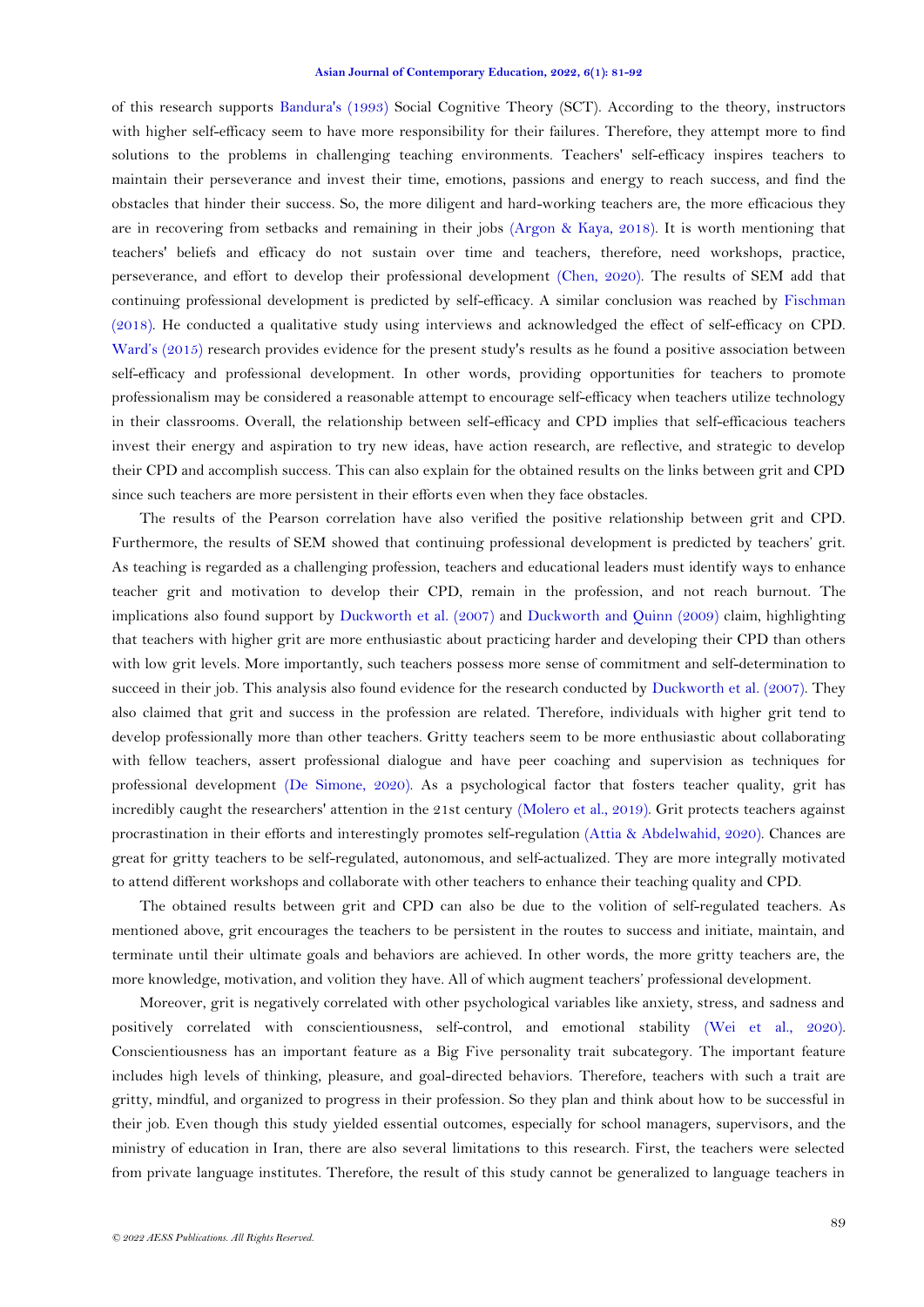of this research supports Bandura's (1993) Social Cognitive Theory (SCT). According to the theory, instructors with higher self-efficacy seem to have more responsibility for their failures. Therefore, they attempt more to find solutions to the problems in challenging teaching environments. Teachers' self-efficacy inspires teachers to maintain their perseverance and invest their time, emotions, passions and energy to reach success, and find the obstacles that hinder their success. So, the more diligent and hard-working teachers are, the more efficacious they are in recovering from setbacks and remaining in their jobs (Argon & Kaya, 2018). It is worth mentioning that teachers' beliefs and efficacy do not sustain over time and teachers, therefore, need workshops, practice, perseverance, and effort to develop their professional development (Chen, 2020). The results of SEM add that continuing professional development is predicted by self-efficacy. A similar conclusion was reached by Fischman (2018). He conducted a qualitative study using interviews and acknowledged the effect of self-efficacy on CPD. Ward's (2015) research provides evidence for the present study's results as he found a positive association between self-efficacy and professional development. In other words, providing opportunities for teachers to promote professionalism may be considered a reasonable attempt to encourage self-efficacy when teachers utilize technology in their classrooms. Overall, the relationship between self-efficacy and CPD implies that self-efficacious teachers invest their energy and aspiration to try new ideas, have action research, are reflective, and strategic to develop their CPD and accomplish success. This can also explain for the obtained results on the links between grit and CPD since such teachers are more persistent in their efforts even when they face obstacles.

The results of the Pearson correlation have also verified the positive relationship between grit and CPD. Furthermore, the results of SEM showed that continuing professional development is predicted by teachers' grit. As teaching is regarded as a challenging profession, teachers and educational leaders must identify ways to enhance teacher grit and motivation to develop their CPD, remain in the profession, and not reach burnout. The implications also found support by Duckworth et al. (2007) and Duckworth and Quinn (2009) claim, highlighting that teachers with higher grit are more enthusiastic about practicing harder and developing their CPD than others with low grit levels. More importantly, such teachers possess more sense of commitment and self-determination to succeed in their job. This analysis also found evidence for the research conducted by Duckworth et al. (2007). They also claimed that grit and success in the profession are related. Therefore, individuals with higher grit tend to develop professionally more than other teachers. Gritty teachers seem to be more enthusiastic about collaborating with fellow teachers, assert professional dialogue and have peer coaching and supervision as techniques for professional development (De Simone, 2020). As a psychological factor that fosters teacher quality, grit has incredibly caught the researchers' attention in the 21st century (Molero et al., 2019). Grit protects teachers against procrastination in their efforts and interestingly promotes self-regulation (Attia & Abdelwahid, 2020). Chances are great for gritty teachers to be self-regulated, autonomous, and self-actualized. They are more integrally motivated to attend different workshops and collaborate with other teachers to enhance their teaching quality and CPD.

The obtained results between grit and CPD can also be due to the volition of self-regulated teachers. As mentioned above, grit encourages the teachers to be persistent in the routes to success and initiate, maintain, and terminate until their ultimate goals and behaviors are achieved. In other words, the more gritty teachers are, the more knowledge, motivation, and volition they have. All of which augment teachers' professional development.

Moreover, grit is negatively correlated with other psychological variables like anxiety, stress, and sadness and positively correlated with conscientiousness, self-control, and emotional stability (Wei et al., 2020). Conscientiousness has an important feature as a Big Five personality trait subcategory. The important feature includes high levels of thinking, pleasure, and goal-directed behaviors. Therefore, teachers with such a trait are gritty, mindful, and organized to progress in their profession. So they plan and think about how to be successful in their job. Even though this study yielded essential outcomes, especially for school managers, supervisors, and the ministry of education in Iran, there are also several limitations to this research. First, the teachers were selected from private language institutes. Therefore, the result of this study cannot be generalized to language teachers in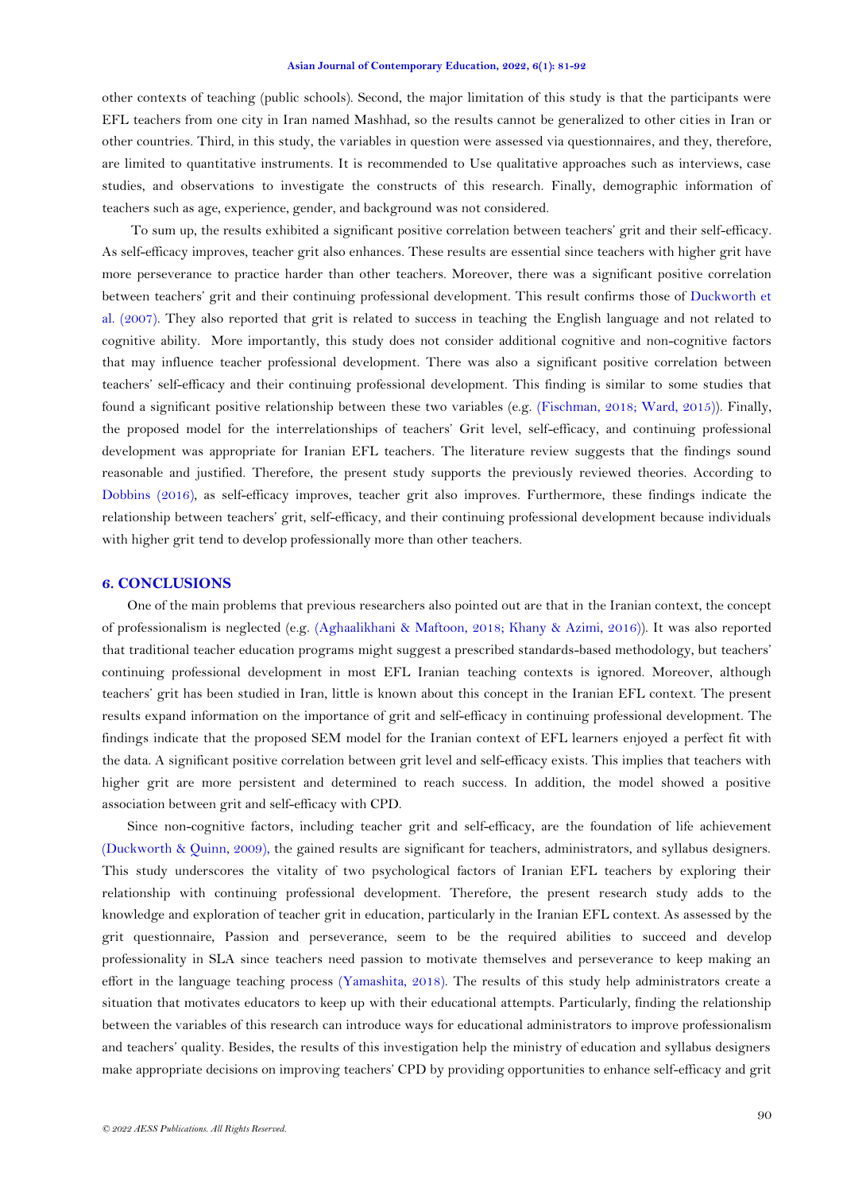other contexts of teaching (public schools). Second, the major limitation of this study is that the participants were EFL teachers from one city in Iran named Mashhad, so the results cannot be generalized to other cities in Iran or other countries. Third, in this study, the variables in question were assessed via questionnaires, and they, therefore, are limited to quantitative instruments. It is recommended to Use qualitative approaches such as interviews, case studies, and observations to investigate the constructs of this research. Finally, demographic information of teachers such as age, experience, gender, and background was not considered.

To sum up, the results exhibited a significant positive correlation between teachers' grit and their self-efficacy. As self-efficacy improves, teacher grit also enhances. These results are essential since teachers with higher grit have more perseverance to practice harder than other teachers. Moreover, there was a significant positive correlation between teachers' grit and their continuing professional development. This result confirms those of Duckworth et al. (2007). They also reported that grit is related to success in teaching the English language and not related to cognitive ability. More importantly, this study does not consider additional cognitive and non-cognitive factors that may influence teacher professional development. There was also a significant positive correlation between teachers' self-efficacy and their continuing professional development. This finding is similar to some studies that found a significant positive relationship between these two variables (e.g. (Fischman, 2018; Ward, 2015)). Finally, the proposed model for the interrelationships of teachers' Grit level, self-efficacy, and continuing professional development was appropriate for Iranian EFL teachers. The literature review suggests that the findings sound reasonable and justified. Therefore, the present study supports the previously reviewed theories. According to Dobbins (2016), as self-efficacy improves, teacher grit also improves. Furthermore, these findings indicate the relationship between teachers' grit, self-efficacy, and their continuing professional development because individuals with higher grit tend to develop professionally more than other teachers.

## 6. CONCLUSIONS

One of the main problems that previous researchers also pointed out are that in the Iranian context, the concept of professionalism is neglected (e.g. (Aghaalikhani & Maftoon, 2018; Khany & Azimi, 2016)). It was also reported that traditional teacher education programs might suggest a prescribed standards-based methodology, but teachers' continuing professional development in most EFL Iranian teaching contexts is ignored. Moreover, although teachers' grit has been studied in Iran, little is known about this concept in the Iranian EFL context. The present results expand information on the importance of grit and self-efficacy in continuing professional development. The findings indicate that the proposed SEM model for the Iranian context of EFL learners enjoyed a perfect fit with the data. A significant positive correlation between grit level and self-efficacy exists. This implies that teachers with higher grit are more persistent and determined to reach success. In addition, the model showed a positive association between grit and self-efficacy with CPD.

Since non-cognitive factors, including teacher grit and self-efficacy, are the foundation of life achievement (Duckworth & Quinn, 2009), the gained results are significant for teachers, administrators, and syllabus designers. This study underscores the vitality of two psychological factors of Iranian EFL teachers by exploring their relationship with continuing professional development. Therefore, the present research study adds to the knowledge and exploration of teacher grit in education, particularly in the Iranian EFL context. As assessed by the grit questionnaire, Passion and perseverance, seem to be the required abilities to succeed and develop professionality in SLA since teachers need passion to motivate themselves and perseverance to keep making an effort in the language teaching process (Yamashita, 2018). The results of this study help administrators create a situation that motivates educators to keep up with their educational attempts. Particularly, finding the relationship between the variables of this research can introduce ways for educational administrators to improve professionalism and teachers' quality. Besides, the results of this investigation help the ministry of education and syllabus designers make appropriate decisions on improving teachers' CPD by providing opportunities to enhance self-efficacy and grit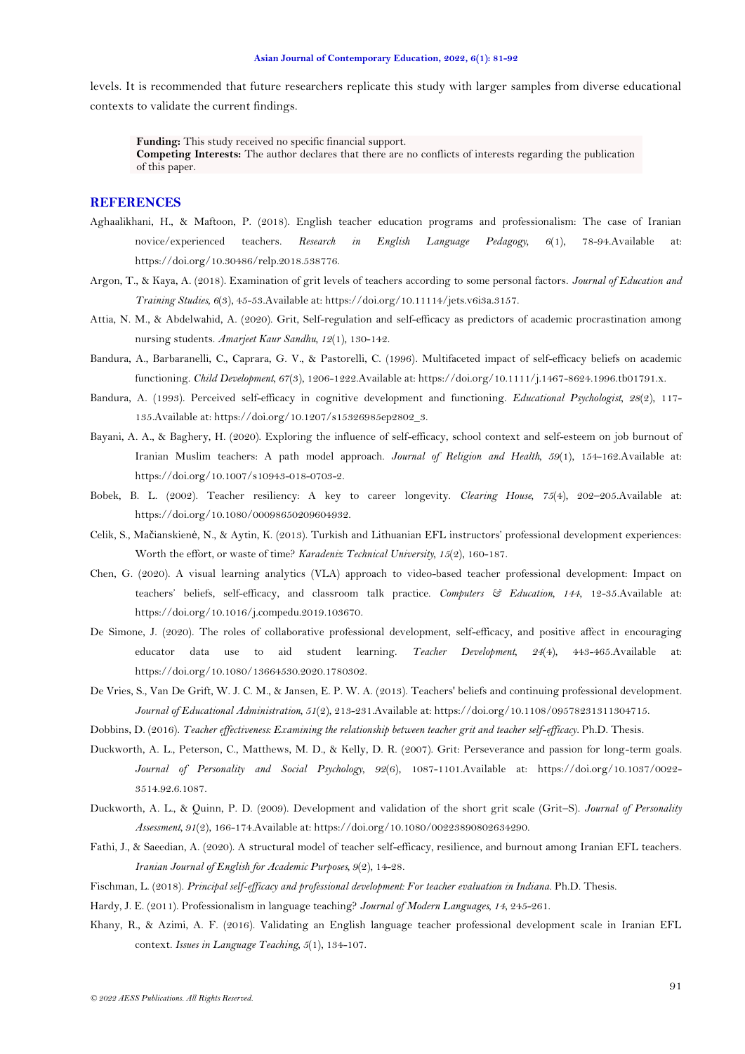levels. It is recommended that future researchers replicate this study with larger samples from diverse educational contexts to validate the current findings.

**Funding:** This study received no specific financial support.
**Competing Interests:** The author declares that there are no conflicts of interests regarding the publication of this paper.

## REFERENCES

Aghaalikhani, H., & Maftoon, P. (2018). English teacher education programs and professionalism: The case of Iranian novice/experienced teachers. *Research in English Language Pedagogy*, *6*(1), 78-94.Available at: https://doi.org/10.30486/relp.2018.538776.

Argon, T., & Kaya, A. (2018). Examination of grit levels of teachers according to some personal factors. *Journal of Education and Training Studies*, *6*(3), 45-53.Available at: https://doi.org/10.11114/jets.v6i3a.3157.

Attia, N. M., & Abdelwahid, A. (2020). Grit, Self-regulation and self-efficacy as predictors of academic procrastination among nursing students. *Amarjeet Kaur Sandhu*, *12*(1), 130-142.

Bandura, A., Barbaranelli, C., Caprara, G. V., & Pastorelli, C. (1996). Multifaceted impact of self-efficacy beliefs on academic functioning. *Child Development*, *67*(3), 1206-1222.Available at: https://doi.org/10.1111/j.1467-8624.1996.tb01791.x.

Bandura, A. (1993). Perceived self-efficacy in cognitive development and functioning. *Educational Psychologist*, *28*(2), 117-135.Available at: https://doi.org/10.1207/s15326985ep2802_3.

Bayani, A. A., & Baghery, H. (2020). Exploring the influence of self-efficacy, school context and self-esteem on job burnout of Iranian Muslim teachers: A path model approach. *Journal of Religion and Health*, *59*(1), 154-162.Available at: https://doi.org/10.1007/s10943-018-0703-2.

Bobek, B. L. (2002). Teacher resiliency: A key to career longevity. *Clearing House*, *75*(4), 202–205.Available at: https://doi.org/10.1080/00098650209604932.

Celik, S., Mačianskienė, N., & Aytin, K. (2013). Turkish and Lithuanian EFL instructors' professional development experiences: Worth the effort, or waste of time? *Karadeniz Technical University*, *15*(2), 160-187.

Chen, G. (2020). A visual learning analytics (VLA) approach to video-based teacher professional development: Impact on teachers' beliefs, self-efficacy, and classroom talk practice. *Computers & Education*, *144*, 12-35.Available at: https://doi.org/10.1016/j.compedu.2019.103670.

De Simone, J. (2020). The roles of collaborative professional development, self-efficacy, and positive affect in encouraging educator data use to aid student learning. *Teacher Development*, *24*(4), 443-465.Available at: https://doi.org/10.1080/13664530.2020.1780302.

De Vries, S., Van De Grift, W. J. C. M., & Jansen, E. P. W. A. (2013). Teachers' beliefs and continuing professional development. *Journal of Educational Administration*, *51*(2), 213-231.Available at: https://doi.org/10.1108/09578231311304715.

Dobbins, D. (2016). *Teacher effectiveness: Examining the relationship between teacher grit and teacher self-efficacy*. Ph.D. Thesis.

Duckworth, A. L., Peterson, C., Matthews, M. D., & Kelly, D. R. (2007). Grit: Perseverance and passion for long-term goals. *Journal of Personality and Social Psychology*, *92*(6), 1087-1101.Available at: https://doi.org/10.1037/0022-3514.92.6.1087.

Duckworth, A. L., & Quinn, P. D. (2009). Development and validation of the short grit scale (Grit–S). *Journal of Personality Assessment*, *91*(2), 166-174.Available at: https://doi.org/10.1080/00223890802634290.

Fathi, J., & Saeedian, A. (2020). A structural model of teacher self-efficacy, resilience, and burnout among Iranian EFL teachers. *Iranian Journal of English for Academic Purposes*, *9*(2), 14-28.

Fischman, L. (2018). *Principal self-efficacy and professional development: For teacher evaluation in Indiana*. Ph.D. Thesis.

Hardy, J. E. (2011). Professionalism in language teaching? *Journal of Modern Languages*, *14*, 245-261.

Khany, R., & Azimi, A. F. (2016). Validating an English language teacher professional development scale in Iranian EFL context. *Issues in Language Teaching*, *5*(1), 134-107.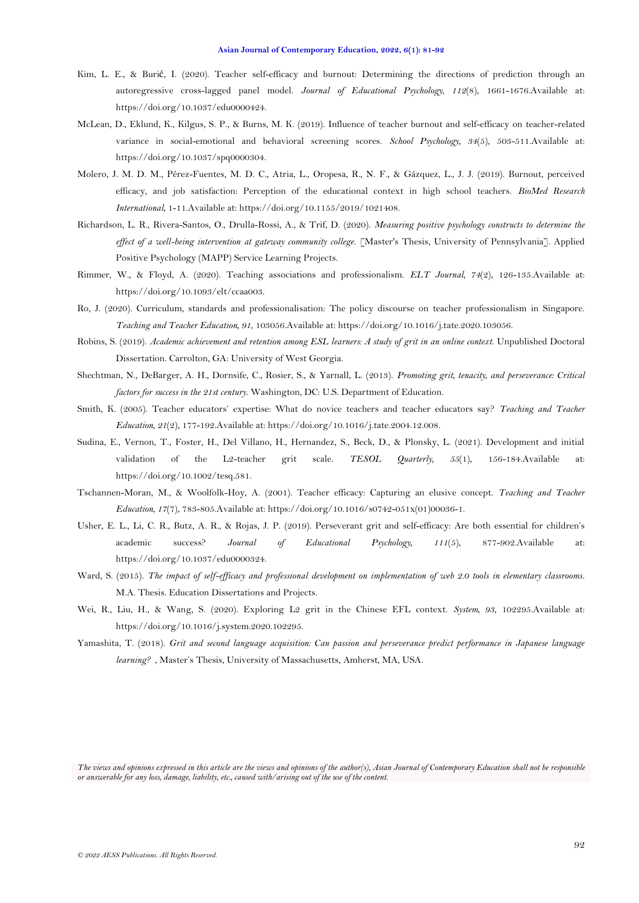Kim, L. E., & Burić, I. (2020). Teacher self-efficacy and burnout: Determining the directions of prediction through an autoregressive cross-lagged panel model. *Journal of Educational Psychology*, *112*(8), 1661-1676.Available at: https://doi.org/10.1037/edu0000424.

McLean, D., Eklund, K., Kilgus, S. P., & Burns, M. K. (2019). Influence of teacher burnout and self-efficacy on teacher-related variance in social-emotional and behavioral screening scores. *School Psychology*, *34*(5), 503-511.Available at: https://doi.org/10.1037/spq0000304.

Molero, J. M. D. M., Pérez-Fuentes, M. D. C., Atria, L., Oropesa, R., N. F., & Gázquez, L., J. J. (2019). Burnout, perceived efficacy, and job satisfaction: Perception of the educational context in high school teachers. *BioMed Research International*, 1-11.Available at: https://doi.org/10.1155/2019/1021408.

Richardson, L. R., Rivera-Santos, O., Drulla-Rossi, A., & Trif, D. (2020). *Measuring positive psychology constructs to determine the effect of a well-being intervention at gateway community college.* [Master's Thesis, University of Pennsylvania]. Applied Positive Psychology (MAPP) Service Learning Projects.

Rimmer, W., & Floyd, A. (2020). Teaching associations and professionalism. *ELT Journal*, *74*(2), 126-135.Available at: https://doi.org/10.1093/elt/ccaa003.

Ro, J. (2020). Curriculum, standards and professionalisation: The policy discourse on teacher professionalism in Singapore. *Teaching and Teacher Education*, *91*, 103056.Available at: https://doi.org/10.1016/j.tate.2020.103056.

Robins, S. (2019). *Academic achievement and retention among ESL learners: A study of grit in an online context.* Unpublished Doctoral Dissertation. Carrolton, GA: University of West Georgia.

Shechtman, N., DeBarger, A. H., Dornsife, C., Rosier, S., & Yarnall, L. (2013). *Promoting grit, tenacity, and perseverance: Critical factors for success in the 21st century.* Washington, DC: U.S. Department of Education.

Smith, K. (2005). Teacher educators' expertise: What do novice teachers and teacher educators say? *Teaching and Teacher Education*, *21*(2), 177-192.Available at: https://doi.org/10.1016/j.tate.2004.12.008.

Sudina, E., Vernon, T., Foster, H., Del Villano, H., Hernandez, S., Beck, D., & Plonsky, L. (2021). Development and initial validation of the L2-teacher grit scale. *TESOL Quarterly*, *55*(1), 156-184.Available at: https://doi.org/10.1002/tesq.581.

Tschannen-Moran, M., & Woolfolk-Hoy, A. (2001). Teacher efficacy: Capturing an elusive concept. *Teaching and Teacher Education*, *17*(7), 783-805.Available at: https://doi.org/10.1016/s0742-051x(01)00036-1.

Usher, E. L., Li, C. R., Butz, A. R., & Rojas, J. P. (2019). Perseverant grit and self-efficacy: Are both essential for children's academic success? *Journal of Educational Psychology*, *111*(5), 877-902.Available at: https://doi.org/10.1037/edu0000324.

Ward, S. (2015). *The impact of self-efficacy and professional development on implementation of web 2.0 tools in elementary classrooms.* M.A. Thesis. Education Dissertations and Projects.

Wei, R., Liu, H., & Wang, S. (2020). Exploring L2 grit in the Chinese EFL context. *System*, *93*, 102295.Available at: https://doi.org/10.1016/j.system.2020.102295.

Yamashita, T. (2018). *Grit and second language acquisition: Can passion and perseverance predict performance in Japanese language learning?* , Master's Thesis, University of Massachusetts, Amherst, MA, USA.

*The views and opinions expressed in this article are the views and opinions of the author(s), Asian Journal of Contemporary Education shall not be responsible or answerable for any loss, damage, liability, etc., caused with/arising out of the use of the content.*